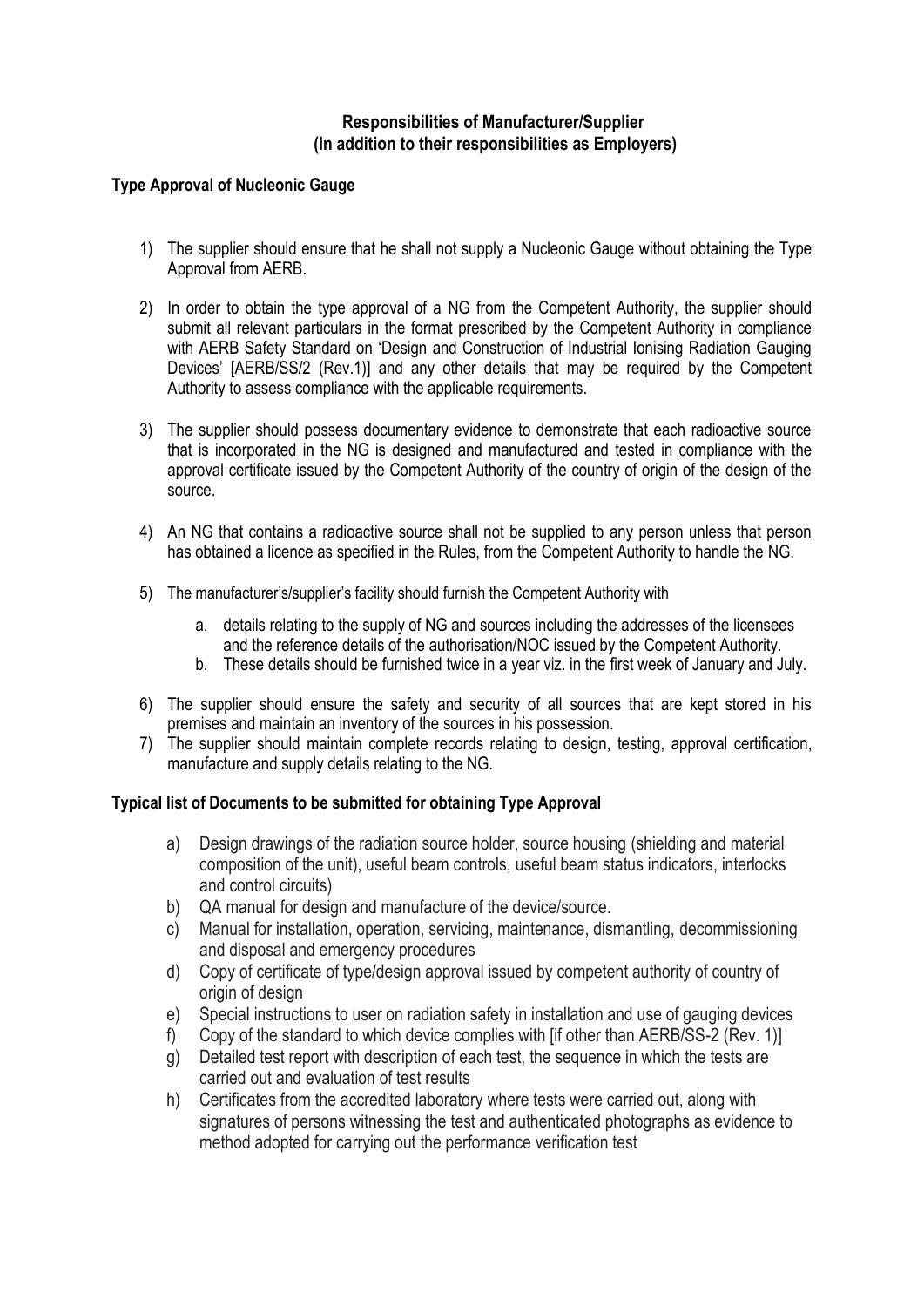## Responsibilities of Manufacturer/Supplier
## (In addition to their responsibilities as Employers)

### Type Approval of Nucleonic Gauge

1) The supplier should ensure that he shall not supply a Nucleonic Gauge without obtaining the Type Approval from AERB.

2) In order to obtain the type approval of a NG from the Competent Authority, the supplier should submit all relevant particulars in the format prescribed by the Competent Authority in compliance with AERB Safety Standard on 'Design and Construction of Industrial Ionising Radiation Gauging Devices' [AERB/SS/2 (Rev.1)] and any other details that may be required by the Competent Authority to assess compliance with the applicable requirements.

3) The supplier should possess documentary evidence to demonstrate that each radioactive source that is incorporated in the NG is designed and manufactured and tested in compliance with the approval certificate issued by the Competent Authority of the country of origin of the design of the source.

4) An NG that contains a radioactive source shall not be supplied to any person unless that person has obtained a licence as specified in the Rules, from the Competent Authority to handle the NG.

5) The manufacturer's/supplier's facility should furnish the Competent Authority with

    a. details relating to the supply of NG and sources including the addresses of the licensees and the reference details of the authorisation/NOC issued by the Competent Authority.
    b. These details should be furnished twice in a year viz. in the first week of January and July.

6) The supplier should ensure the safety and security of all sources that are kept stored in his premises and maintain an inventory of the sources in his possession.
7) The supplier should maintain complete records relating to design, testing, approval certification, manufacture and supply details relating to the NG.

### Typical list of Documents to be submitted for obtaining Type Approval

a) Design drawings of the radiation source holder, source housing (shielding and material composition of the unit), useful beam controls, useful beam status indicators, interlocks and control circuits)
b) QA manual for design and manufacture of the device/source.
c) Manual for installation, operation, servicing, maintenance, dismantling, decommissioning and disposal and emergency procedures
d) Copy of certificate of type/design approval issued by competent authority of country of origin of design
e) Special instructions to user on radiation safety in installation and use of gauging devices
f) Copy of the standard to which device complies with [if other than AERB/SS-2 (Rev. 1)]
g) Detailed test report with description of each test, the sequence in which the tests are carried out and evaluation of test results
h) Certificates from the accredited laboratory where tests were carried out, along with signatures of persons witnessing the test and authenticated photographs as evidence to method adopted for carrying out the performance verification test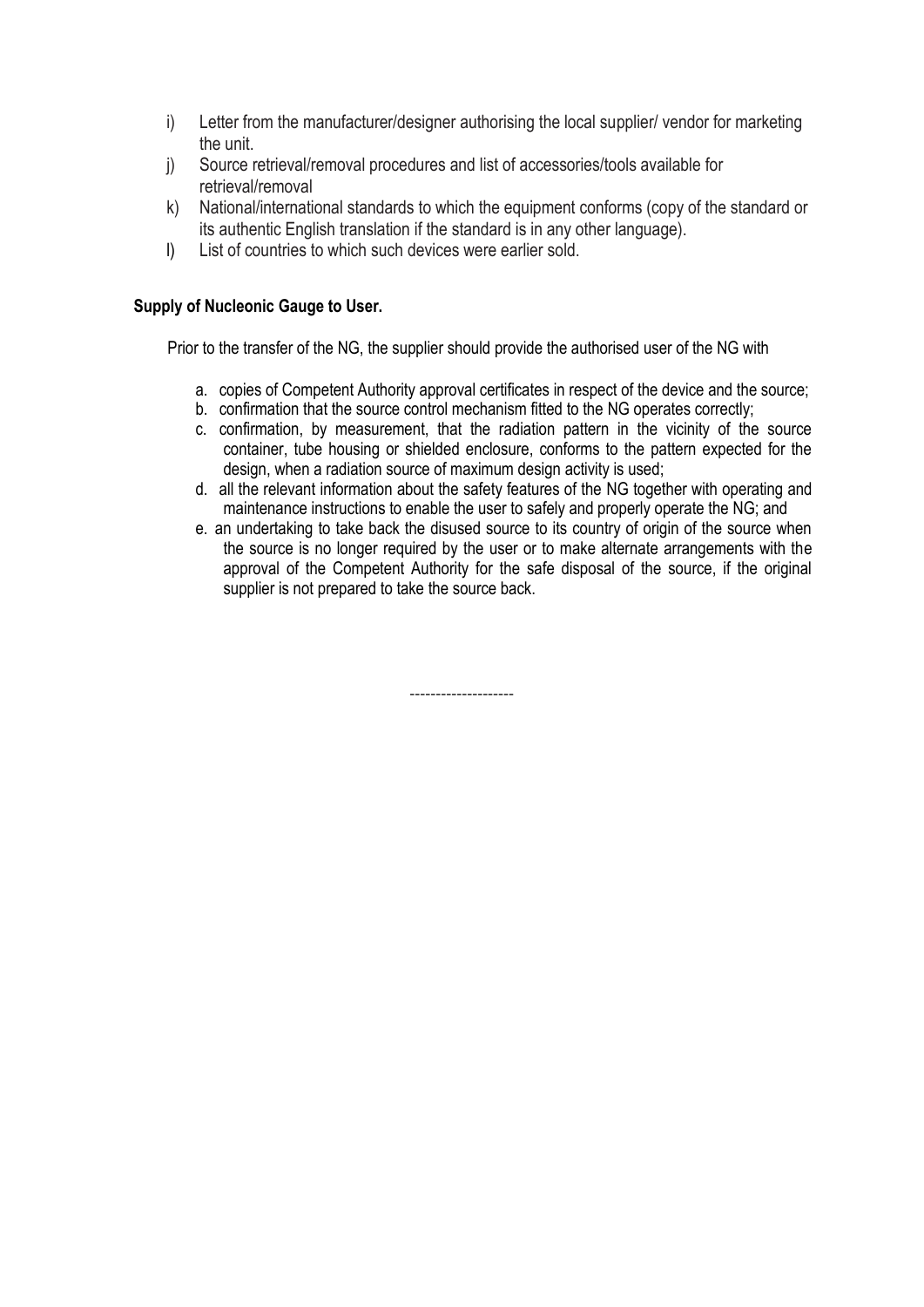i) Letter from the manufacturer/designer authorising the local supplier/ vendor for marketing the unit.

j) Source retrieval/removal procedures and list of accessories/tools available for retrieval/removal

k) National/international standards to which the equipment conforms (copy of the standard or its authentic English translation if the standard is in any other language).

l) List of countries to which such devices were earlier sold.

**Supply of Nucleonic Gauge to User.**

Prior to the transfer of the NG, the supplier should provide the authorised user of the NG with

a. copies of Competent Authority approval certificates in respect of the device and the source;
b. confirmation that the source control mechanism fitted to the NG operates correctly;
c. confirmation, by measurement, that the radiation pattern in the vicinity of the source container, tube housing or shielded enclosure, conforms to the pattern expected for the design, when a radiation source of maximum design activity is used;
d. all the relevant information about the safety features of the NG together with operating and maintenance instructions to enable the user to safely and properly operate the NG; and
e. an undertaking to take back the disused source to its country of origin of the source when the source is no longer required by the user or to make alternate arrangements with the approval of the Competent Authority for the safe disposal of the source, if the original supplier is not prepared to take the source back.

--------------------